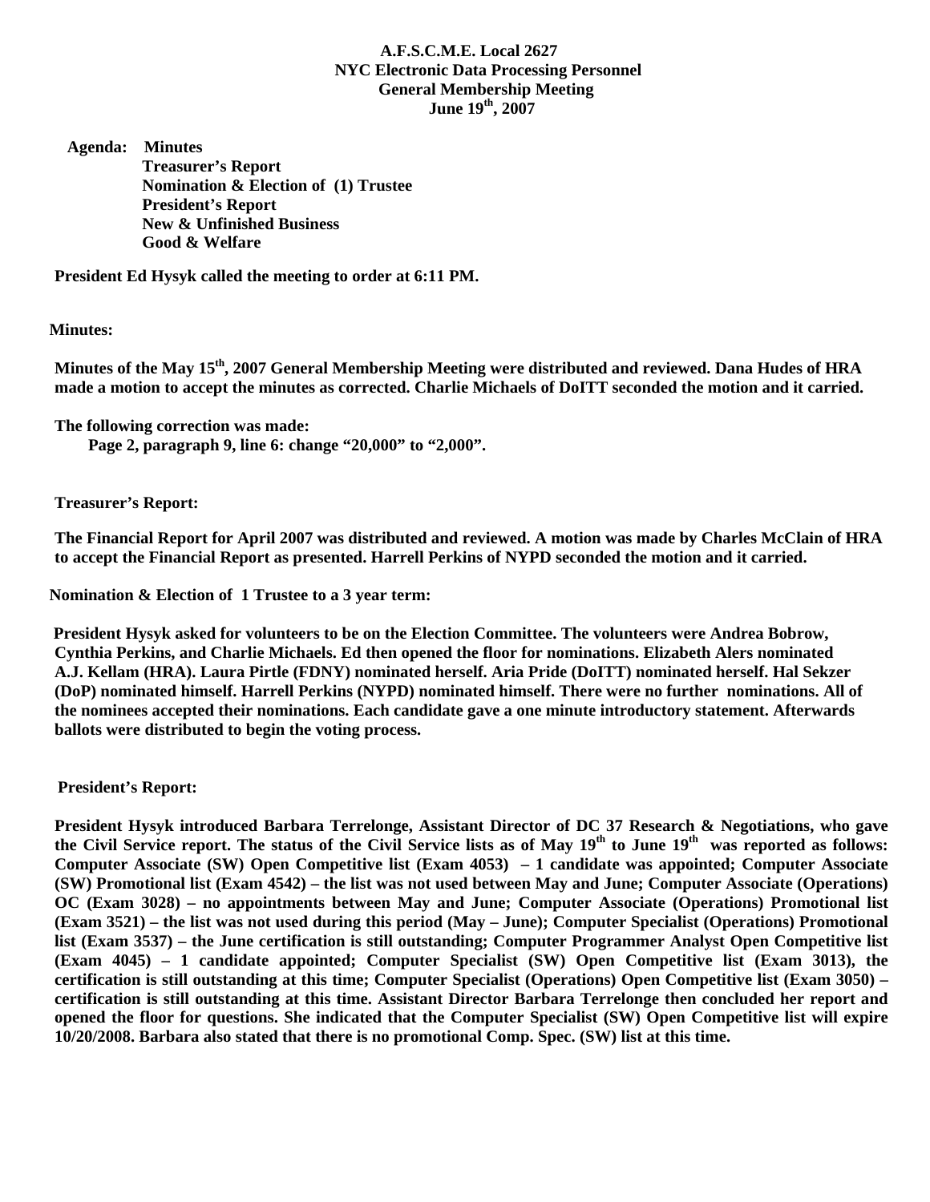**A.F.S.C.M.E. Local 2627**
**NYC Electronic Data Processing Personnel**
**General Membership Meeting**
**June 19th, 2007**

**Agenda:** **Minutes**
**Treasurer's Report**
**Nomination & Election of (1) Trustee**
**President's Report**
**New & Unfinished Business**
**Good & Welfare**

**President Ed Hysyk called the meeting to order at 6:11 PM.**

**Minutes:**

**Minutes of the May 15th, 2007 General Membership Meeting were distributed and reviewed. Dana Hudes of HRA made a motion to accept the minutes as corrected. Charlie Michaels of DoITT seconded the motion and it carried.**

**The following correction was made:**
**Page 2, paragraph 9, line 6: change "20,000" to "2,000".**

**Treasurer's Report:**

**The Financial Report for April 2007 was distributed and reviewed. A motion was made by Charles McClain of HRA to accept the Financial Report as presented. Harrell Perkins of NYPD seconded the motion and it carried.**

**Nomination & Election of 1 Trustee to a 3 year term:**

**President Hysyk asked for volunteers to be on the Election Committee. The volunteers were Andrea Bobrow, Cynthia Perkins, and Charlie Michaels. Ed then opened the floor for nominations. Elizabeth Alers nominated A.J. Kellam (HRA). Laura Pirtle (FDNY) nominated herself. Aria Pride (DoITT) nominated herself. Hal Sekzer (DoP) nominated himself. Harrell Perkins (NYPD) nominated himself. There were no further nominations. All of the nominees accepted their nominations. Each candidate gave a one minute introductory statement. Afterwards ballots were distributed to begin the voting process.**

**President's Report:**

**President Hysyk introduced Barbara Terrelonge, Assistant Director of DC 37 Research & Negotiations, who gave the Civil Service report. The status of the Civil Service lists as of May 19th to June 19th was reported as follows: Computer Associate (SW) Open Competitive list (Exam 4053) – 1 candidate was appointed; Computer Associate (SW) Promotional list (Exam 4542) – the list was not used between May and June; Computer Associate (Operations) OC (Exam 3028) – no appointments between May and June; Computer Associate (Operations) Promotional list (Exam 3521) – the list was not used during this period (May – June); Computer Specialist (Operations) Promotional list (Exam 3537) – the June certification is still outstanding; Computer Programmer Analyst Open Competitive list (Exam 4045) – 1 candidate appointed; Computer Specialist (SW) Open Competitive list (Exam 3013), the certification is still outstanding at this time; Computer Specialist (Operations) Open Competitive list (Exam 3050) – certification is still outstanding at this time. Assistant Director Barbara Terrelonge then concluded her report and opened the floor for questions. She indicated that the Computer Specialist (SW) Open Competitive list will expire 10/20/2008. Barbara also stated that there is no promotional Comp. Spec. (SW) list at this time.**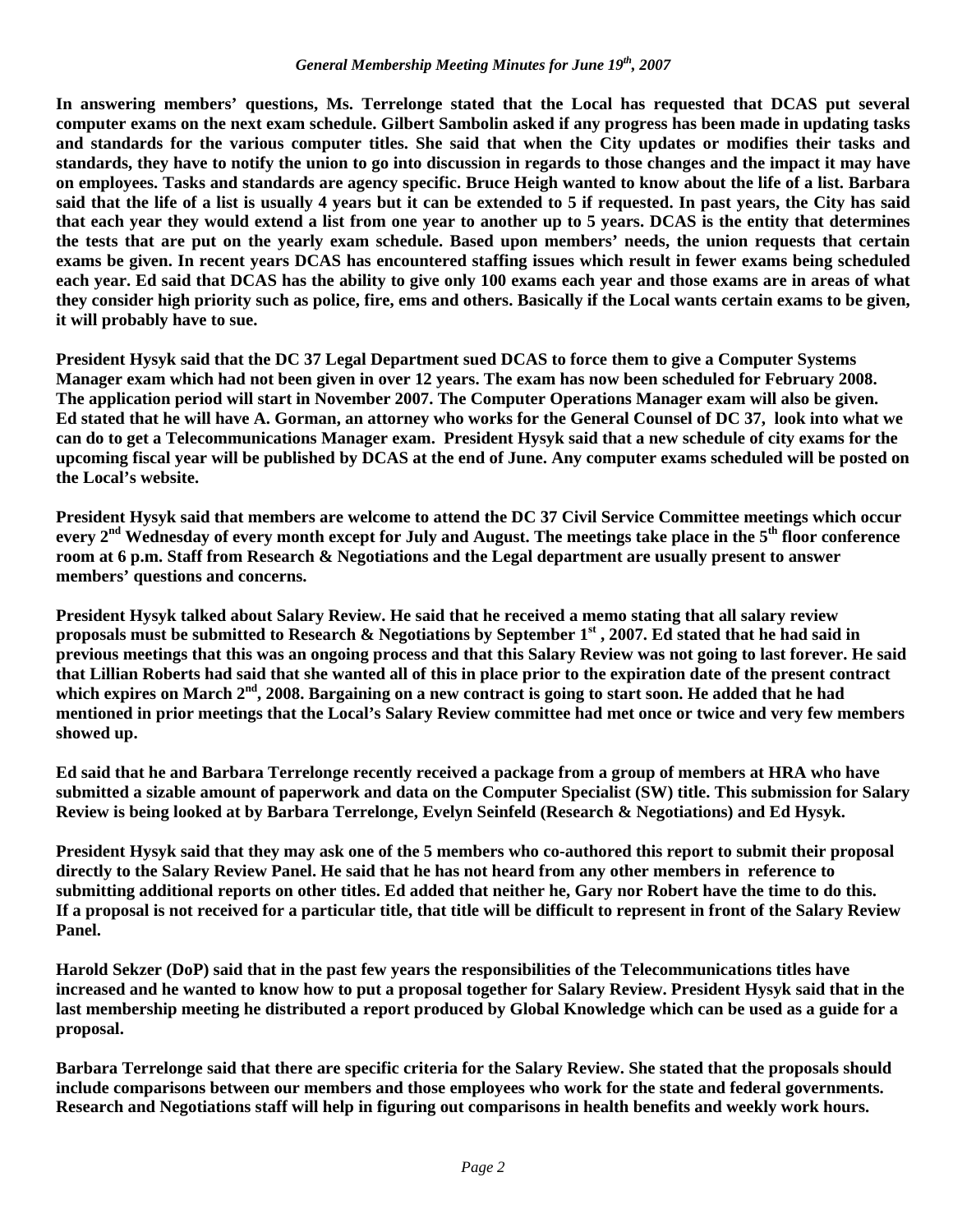**In answering members' questions, Ms. Terrelonge stated that the Local has requested that DCAS put several computer exams on the next exam schedule. Gilbert Sambolin asked if any progress has been made in updating tasks and standards for the various computer titles. She said that when the City updates or modifies their tasks and standards, they have to notify the union to go into discussion in regards to those changes and the impact it may have on employees. Tasks and standards are agency specific. Bruce Heigh wanted to know about the life of a list. Barbara said that the life of a list is usually 4 years but it can be extended to 5 if requested. In past years, the City has said that each year they would extend a list from one year to another up to 5 years. DCAS is the entity that determines the tests that are put on the yearly exam schedule. Based upon members' needs, the union requests that certain exams be given. In recent years DCAS has encountered staffing issues which result in fewer exams being scheduled each year. Ed said that DCAS has the ability to give only 100 exams each year and those exams are in areas of what they consider high priority such as police, fire, ems and others. Basically if the Local wants certain exams to be given, it will probably have to sue.**

**President Hysyk said that the DC 37 Legal Department sued DCAS to force them to give a Computer Systems Manager exam which had not been given in over 12 years. The exam has now been scheduled for February 2008. The application period will start in November 2007. The Computer Operations Manager exam will also be given. Ed stated that he will have A. Gorman, an attorney who works for the General Counsel of DC 37, look into what we can do to get a Telecommunications Manager exam. President Hysyk said that a new schedule of city exams for the upcoming fiscal year will be published by DCAS at the end of June. Any computer exams scheduled will be posted on the Local's website.**

**President Hysyk said that members are welcome to attend the DC 37 Civil Service Committee meetings which occur every 2nd Wednesday of every month except for July and August. The meetings take place in the 5th floor conference room at 6 p.m. Staff from Research & Negotiations and the Legal department are usually present to answer members' questions and concerns.**

**President Hysyk talked about Salary Review. He said that he received a memo stating that all salary review proposals must be submitted to Research & Negotiations by September 1st, 2007. Ed stated that he had said in previous meetings that this was an ongoing process and that this Salary Review was not going to last forever. He said that Lillian Roberts had said that she wanted all of this in place prior to the expiration date of the present contract which expires on March 2nd, 2008. Bargaining on a new contract is going to start soon. He added that he had mentioned in prior meetings that the Local's Salary Review committee had met once or twice and very few members showed up.**

**Ed said that he and Barbara Terrelonge recently received a package from a group of members at HRA who have submitted a sizable amount of paperwork and data on the Computer Specialist (SW) title. This submission for Salary Review is being looked at by Barbara Terrelonge, Evelyn Seinfeld (Research & Negotiations) and Ed Hysyk.**

**President Hysyk said that they may ask one of the 5 members who co-authored this report to submit their proposal directly to the Salary Review Panel. He said that he has not heard from any other members in reference to submitting additional reports on other titles. Ed added that neither he, Gary nor Robert have the time to do this. If a proposal is not received for a particular title, that title will be difficult to represent in front of the Salary Review Panel.**

**Harold Sekzer (DoP) said that in the past few years the responsibilities of the Telecommunications titles have increased and he wanted to know how to put a proposal together for Salary Review. President Hysyk said that in the last membership meeting he distributed a report produced by Global Knowledge which can be used as a guide for a proposal.**

**Barbara Terrelonge said that there are specific criteria for the Salary Review. She stated that the proposals should include comparisons between our members and those employees who work for the state and federal governments. Research and Negotiations staff will help in figuring out comparisons in health benefits and weekly work hours.**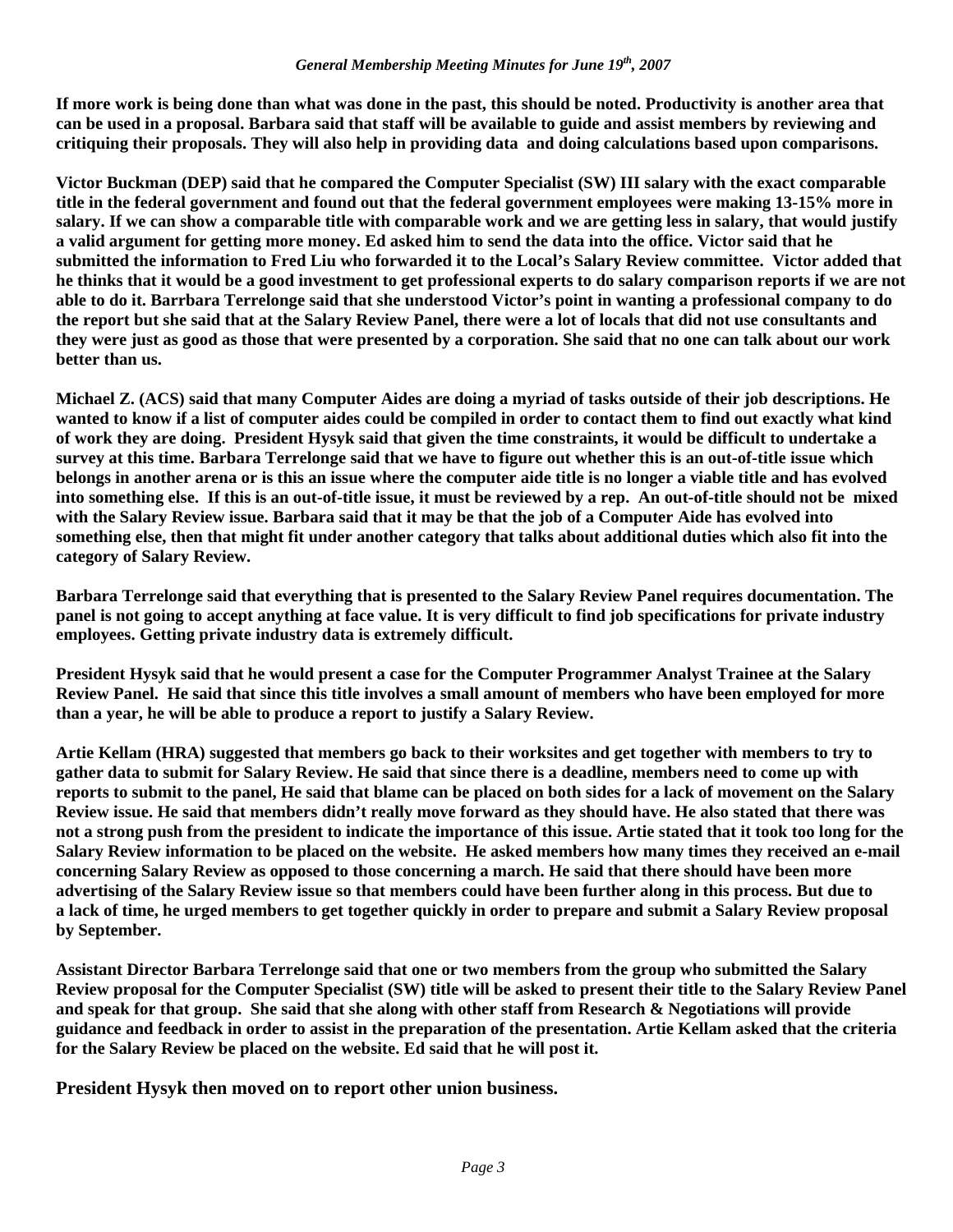If more work is being done than what was done in the past, this should be noted. Productivity is another area that can be used in a proposal. Barbara said that staff will be available to guide and assist members by reviewing and critiquing their proposals. They will also help in providing data and doing calculations based upon comparisons.

Victor Buckman (DEP) said that he compared the Computer Specialist (SW) III salary with the exact comparable title in the federal government and found out that the federal government employees were making 13-15% more in salary. If we can show a comparable title with comparable work and we are getting less in salary, that would justify a valid argument for getting more money. Ed asked him to send the data into the office. Victor said that he submitted the information to Fred Liu who forwarded it to the Local's Salary Review committee. Victor added that he thinks that it would be a good investment to get professional experts to do salary comparison reports if we are not able to do it. Barrbara Terrelonge said that she understood Victor's point in wanting a professional company to do the report but she said that at the Salary Review Panel, there were a lot of locals that did not use consultants and they were just as good as those that were presented by a corporation. She said that no one can talk about our work better than us.

Michael Z. (ACS) said that many Computer Aides are doing a myriad of tasks outside of their job descriptions. He wanted to know if a list of computer aides could be compiled in order to contact them to find out exactly what kind of work they are doing. President Hysyk said that given the time constraints, it would be difficult to undertake a survey at this time. Barbara Terrelonge said that we have to figure out whether this is an out-of-title issue which belongs in another arena or is this an issue where the computer aide title is no longer a viable title and has evolved into something else. If this is an out-of-title issue, it must be reviewed by a rep. An out-of-title should not be mixed with the Salary Review issue. Barbara said that it may be that the job of a Computer Aide has evolved into something else, then that might fit under another category that talks about additional duties which also fit into the category of Salary Review.

Barbara Terrelonge said that everything that is presented to the Salary Review Panel requires documentation. The panel is not going to accept anything at face value. It is very difficult to find job specifications for private industry employees. Getting private industry data is extremely difficult.

President Hysyk said that he would present a case for the Computer Programmer Analyst Trainee at the Salary Review Panel. He said that since this title involves a small amount of members who have been employed for more than a year, he will be able to produce a report to justify a Salary Review.

Artie Kellam (HRA) suggested that members go back to their worksites and get together with members to try to gather data to submit for Salary Review. He said that since there is a deadline, members need to come up with reports to submit to the panel, He said that blame can be placed on both sides for a lack of movement on the Salary Review issue. He said that members didn't really move forward as they should have. He also stated that there was not a strong push from the president to indicate the importance of this issue. Artie stated that it took too long for the Salary Review information to be placed on the website. He asked members how many times they received an e-mail concerning Salary Review as opposed to those concerning a march. He said that there should have been more advertising of the Salary Review issue so that members could have been further along in this process. But due to a lack of time, he urged members to get together quickly in order to prepare and submit a Salary Review proposal by September.

Assistant Director Barbara Terrelonge said that one or two members from the group who submitted the Salary Review proposal for the Computer Specialist (SW) title will be asked to present their title to the Salary Review Panel and speak for that group. She said that she along with other staff from Research & Negotiations will provide guidance and feedback in order to assist in the preparation of the presentation. Artie Kellam asked that the criteria for the Salary Review be placed on the website. Ed said that he will post it.

President Hysyk then moved on to report other union business.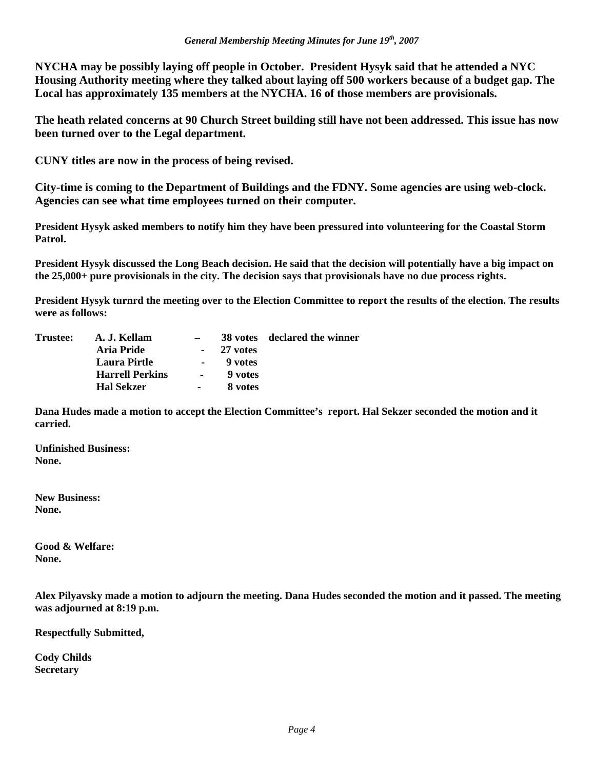**NYCHA may be possibly laying off people in October. President Hysyk said that he attended a NYC Housing Authority meeting where they talked about laying off 500 workers because of a budget gap. The Local has approximately 135 members at the NYCHA. 16 of those members are provisionals.**

**The heath related concerns at 90 Church Street building still have not been addressed. This issue has now been turned over to the Legal department.**

**CUNY titles are now in the process of being revised.**

**City-time is coming to the Department of Buildings and the FDNY. Some agencies are using web-clock. Agencies can see what time employees turned on their computer.**

**President Hysyk asked members to notify him they have been pressured into volunteering for the Coastal Storm Patrol.**

**President Hysyk discussed the Long Beach decision. He said that the decision will potentially have a big impact on the 25,000+ pure provisionals in the city. The decision says that provisionals have no due process rights.**

**President Hysyk turnrd the meeting over to the Election Committee to report the results of the election. The results were as follows:**

| | | | | |
|---|---|---|---|---|
| **Trustee:** | **A. J. Kellam** | **–** | **38 votes** | **declared the winner** |
| | **Aria Pride** | **-** | **27 votes** | |
| | **Laura Pirtle** | **-** | **9 votes** | |
| | **Harrell Perkins** | **-** | **9 votes** | |
| | **Hal Sekzer** | **-** | **8 votes** | |

**Dana Hudes made a motion to accept the Election Committee's report. Hal Sekzer seconded the motion and it carried.**

**Unfinished Business:**
**None.**

**New Business:**
**None.**

**Good & Welfare:**
**None.**

**Alex Pilyavsky made a motion to adjourn the meeting. Dana Hudes seconded the motion and it passed. The meeting was adjourned at 8:19 p.m.**

**Respectfully Submitted,**

**Cody Childs**
**Secretary**